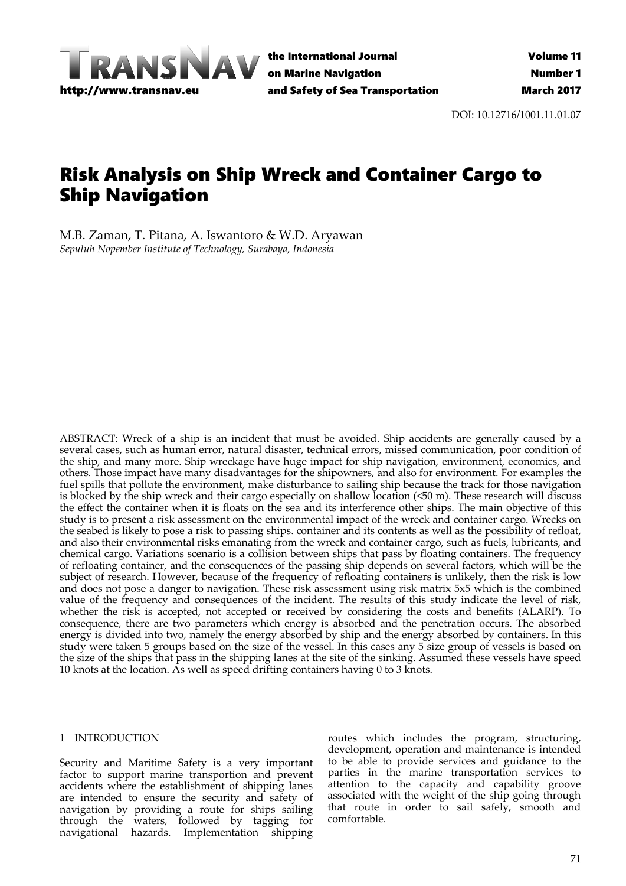# Risk Analysis on Ship Wreck and Container Cargo to Ship Navigation

M.B. Zaman, T. Pitana, A. Iswantoro & W.D. Aryawan
*Sepuluh Nopember Institute of Technology, Surabaya, Indonesia*

ABSTRACT: Wreck of a ship is an incident that must be avoided. Ship accidents are generally caused by a several cases, such as human error, natural disaster, technical errors, missed communication, poor condition of the ship, and many more. Ship wreckage have huge impact for ship navigation, environment, economics, and others. Those impact have many disadvantages for the shipowners, and also for environment. For examples the fuel spills that pollute the environment, make disturbance to sailing ship because the track for those navigation is blocked by the ship wreck and their cargo especially on shallow location (<50 m). These research will discuss the effect the container when it is floats on the sea and its interference other ships. The main objective of this study is to present a risk assessment on the environmental impact of the wreck and container cargo. Wrecks on the seabed is likely to pose a risk to passing ships. container and its contents as well as the possibility of refloat, and also their environmental risks emanating from the wreck and container cargo, such as fuels, lubricants, and chemical cargo. Variations scenario is a collision between ships that pass by floating containers. The frequency of refloating container, and the consequences of the passing ship depends on several factors, which will be the subject of research. However, because of the frequency of refloating containers is unlikely, then the risk is low and does not pose a danger to navigation. These risk assessment using risk matrix 5x5 which is the combined value of the frequency and consequences of the incident. The results of this study indicate the level of risk, whether the risk is accepted, not accepted or received by considering the costs and benefits (ALARP). To consequence, there are two parameters which energy is absorbed and the penetration occurs. The absorbed energy is divided into two, namely the energy absorbed by ship and the energy absorbed by containers. In this study were taken 5 groups based on the size of the vessel. In this cases any 5 size group of vessels is based on the size of the ships that pass in the shipping lanes at the site of the sinking. Assumed these vessels have speed 10 knots at the location. As well as speed drifting containers having 0 to 3 knots.

## 1 INTRODUCTION

Security and Maritime Safety is a very important factor to support marine transportion and prevent accidents where the establishment of shipping lanes are intended to ensure the security and safety of navigation by providing a route for ships sailing through the waters, followed by tagging for navigational hazards. Implementation shipping routes which includes the program, structuring, development, operation and maintenance is intended to be able to provide services and guidance to the parties in the marine transportation services to attention to the capacity and capability groove associated with the weight of the ship going through that route in order to sail safely, smooth and comfortable.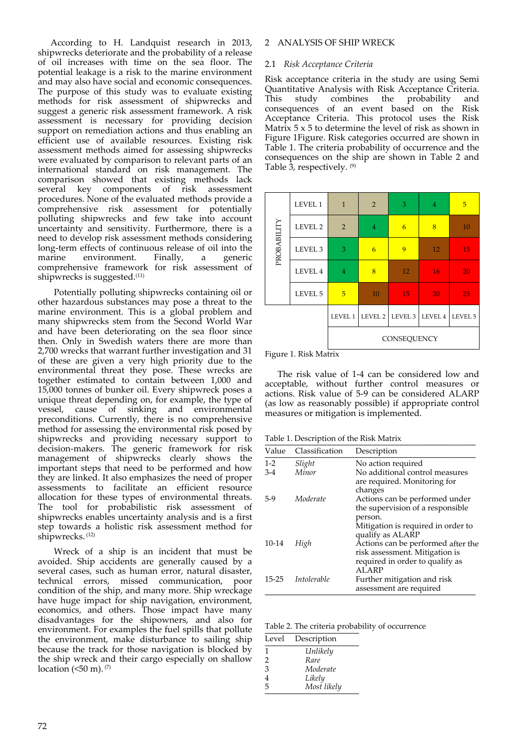According to H. Landquist research in 2013, shipwrecks deteriorate and the probability of a release of oil increases with time on the sea floor. The potential leakage is a risk to the marine environment and may also have social and economic consequences. The purpose of this study was to evaluate existing methods for risk assessment of shipwrecks and suggest a generic risk assessment framework. A risk assessment is necessary for providing decision support on remediation actions and thus enabling an efficient use of available resources. Existing risk assessment methods aimed for assessing shipwrecks were evaluated by comparison to relevant parts of an international standard on risk management. The comparison showed that existing methods lack several key components of risk assessment procedures. None of the evaluated methods provide a comprehensive risk assessment for potentially polluting shipwrecks and few take into account uncertainty and sensitivity. Furthermore, there is a need to develop risk assessment methods considering long-term effects of continuous release of oil into the marine environment. Finally, a generic comprehensive framework for risk assessment of shipwrecks is suggested.[11]

Potentially polluting shipwrecks containing oil or other hazardous substances may pose a threat to the marine environment. This is a global problem and many shipwrecks stem from the Second World War and have been deteriorating on the sea floor since then. Only in Swedish waters there are more than 2,700 wrecks that warrant further investigation and 31 of these are given a very high priority due to the environmental threat they pose. These wrecks are together estimated to contain between 1,000 and 15,000 tonnes of bunker oil. Every shipwreck poses a unique threat depending on, for example, the type of vessel, cause of sinking and environmental preconditions. Currently, there is no comprehensive method for assessing the environmental risk posed by shipwrecks and providing necessary support to decision-makers. The generic framework for risk management of shipwrecks clearly shows the important steps that need to be performed and how they are linked. It also emphasizes the need of proper assessments to facilitate an efficient resource allocation for these types of environmental threats. The tool for probabilistic risk assessment of shipwrecks enables uncertainty analysis and is a first step towards a holistic risk assessment method for shipwrecks.[12]

Wreck of a ship is an incident that must be avoided. Ship accidents are generally caused by a several cases, such as human error, natural disaster, technical errors, missed communication, poor condition of the ship, and many more. Ship wreckage have huge impact for ship navigation, environment, economics, and others. Those impact have many disadvantages for the shipowners, and also for environment. For examples the fuel spills that pollute the environment, make disturbance to sailing ship because the track for those navigation is blocked by the ship wreck and their cargo especially on shallow location (<50 m).[7]

## 2 ANALYSIS OF SHIP WRECK

### 2.1 *Risk Acceptance Criteria*

Risk acceptance criteria in the study are using Semi Quantitative Analysis with Risk Acceptance Criteria. This study combines the probability and consequences of an event based on the Risk Acceptance Criteria. This protocol uses the Risk Matrix 5 x 5 to determine the level of risk as shown in Figure 1Figure. Risk categories occurred are shown in Table 1. The criteria probability of occurrence and the consequences on the ship are shown in Table 2 and Table 3, respectively.[9]

| PROBABILITY | | | | | | |
|---|---|---|---|---|---|---|
| | LEVEL 1 | 1 | 2 | 3 | 4 | 5 |
| | LEVEL 2 | 2 | 4 | 6 | 8 | 10 |
| | LEVEL 3 | 3 | 6 | 9 | 12 | 15 |
| | LEVEL 4 | 4 | 8 | 12 | 16 | 20 |
| | LEVEL 5 | 5 | 10 | 15 | 20 | 25 |
| | | LEVEL 1 | LEVEL 2 | LEVEL 3 | LEVEL 4 | LEVEL 5 |
| | | CONSEQUENCY | | | | |

Figure 1. Risk Matrix

The risk value of 1-4 can be considered low and acceptable, without further control measures or actions. Risk value of 5-9 can be considered ALARP (as low as reasonably possible) if appropriate control measures or mitigation is implemented.

Table 1. Description of the Risk Matrix

| Value | Classification | Description |
|---|---|---|
| 1-2 | *Slight* | No action required |
| 3-4 | *Minor* | No additional control measures are required. Monitoring for changes |
| 5-9 | *Moderate* | Actions can be performed under the supervision of a responsible person. Mitigation is required in order to qualify as ALARP |
| 10-14 | *High* | Actions can be performed after the risk assessment. Mitigation is required in order to qualify as ALARP |
| 15-25 | *Intolerable* | Further mitigation and risk assessment are required |

Table 2. The criteria probability of occurrence

| Level | Description |
|---|---|
| 1 | *Unlikely* |
| 2 | *Rare* |
| 3 | *Moderate* |
| 4 | *Likely* |
| 5 | *Most likely* |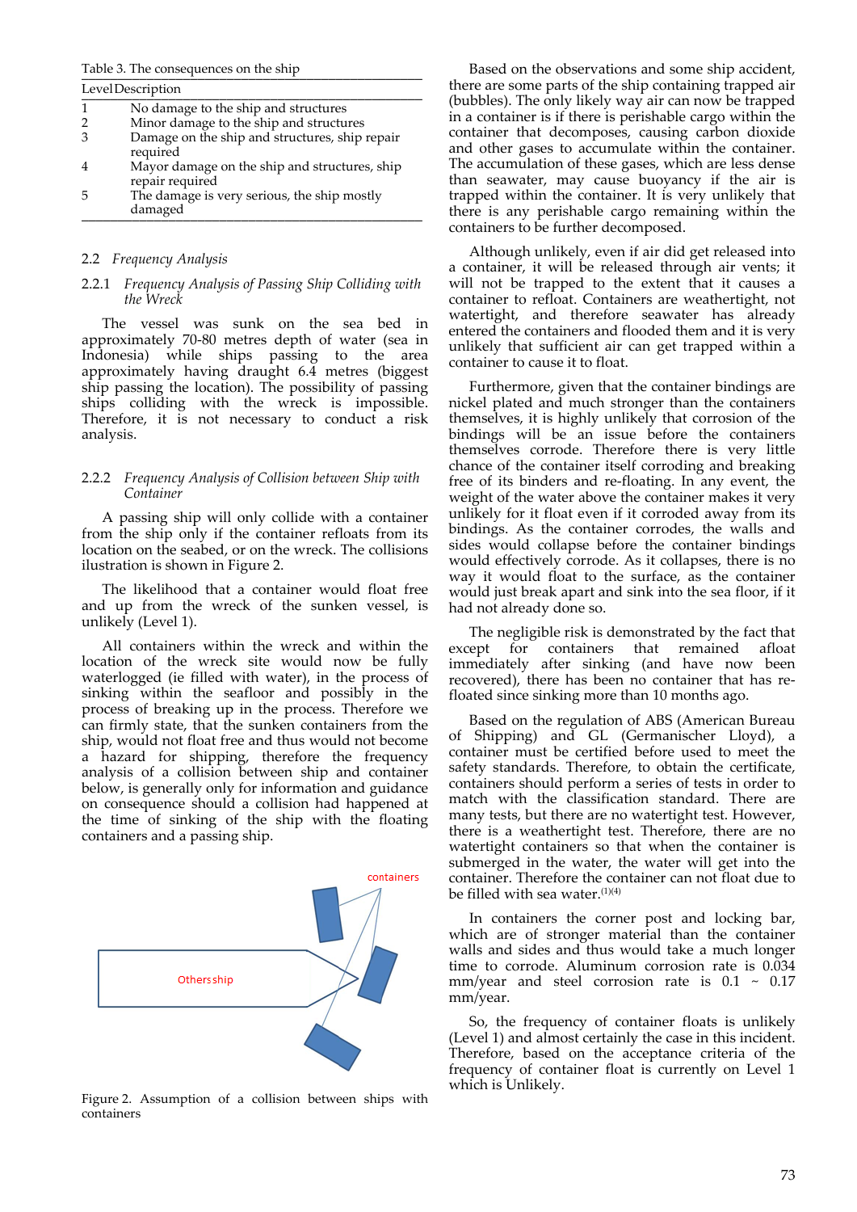Table 3. The consequences on the ship

| Level | Description |
|---|---|
| 1 | No damage to the ship and structures |
| 2 | Minor damage to the ship and structures |
| 3 | Damage on the ship and structures, ship repair required |
| 4 | Mayor damage on the ship and structures, ship repair required |
| 5 | The damage is very serious, the ship mostly damaged |

## 2.2 *Frequency Analysis*

### 2.2.1 *Frequency Analysis of Passing Ship Colliding with the Wreck*

The vessel was sunk on the sea bed in approximately 70-80 metres depth of water (sea in Indonesia) while ships passing to the area approximately having draught 6.4 metres (biggest ship passing the location). The possibility of passing ships colliding with the wreck is impossible. Therefore, it is not necessary to conduct a risk analysis.

### 2.2.2 *Frequency Analysis of Collision between Ship with Container*

A passing ship will only collide with a container from the ship only if the container refloats from its location on the seabed, or on the wreck. The collisions illustration is shown in Figure 2.

The likelihood that a container would float free and up from the wreck of the sunken vessel, is unlikely (Level 1).

All containers within the wreck and within the location of the wreck site would now be fully waterlogged (ie filled with water), in the process of sinking within the seafloor and possibly in the process of breaking up in the process. Therefore we can firmly state, that the sunken containers from the ship, would not float free and thus would not become a hazard for shipping, therefore the frequency analysis of a collision between ship and container below, is generally only for information and guidance on consequence should a collision had happened at the time of sinking of the ship with the floating containers and a passing ship.

containers

Others ship

Figure 2. Assumption of a collision between ships with containers

Based on the observations and some ship accident, there are some parts of the ship containing trapped air (bubbles). The only likely way air can now be trapped in a container is if there is perishable cargo within the container that decomposes, causing carbon dioxide and other gases to accumulate within the container. The accumulation of these gases, which are less dense than seawater, may cause buoyancy if the air is trapped within the container. It is very unlikely that there is any perishable cargo remaining within the containers to be further decomposed.

Although unlikely, even if air did get released into a container, it will be released through air vents; it will not be trapped to the extent that it causes a container to refloat. Containers are weathertight, not watertight, and therefore seawater has already entered the containers and flooded them and it is very unlikely that sufficient air can get trapped within a container to cause it to float.

Furthermore, given that the container bindings are nickel plated and much stronger than the containers themselves, it is highly unlikely that corrosion of the bindings will be an issue before the containers themselves corrode. Therefore there is very little chance of the container itself corroding and breaking free of its binders and re-floating. In any event, the weight of the water above the container makes it very unlikely for it float even if it corroded away from its bindings. As the container corrodes, the walls and sides would collapse before the container bindings would effectively corrode. As it collapses, there is no way it would float to the surface, as the container would just break apart and sink into the sea floor, if it had not already done so.

The negligible risk is demonstrated by the fact that except for containers that remained afloat immediately after sinking (and have now been recovered), there has been no container that has re-floated since sinking more than 10 months ago.

Based on the regulation of ABS (American Bureau of Shipping) and GL (Germanischer Lloyd), a container must be certified before used to meet the safety standards. Therefore, to obtain the certificate, containers should perform a series of tests in order to match with the classification standard. There are many tests, but there are no watertight test. However, there is a weathertight test. Therefore, there are no watertight containers so that when the container is submerged in the water, the water will get into the container. Therefore the container can not float due to be filled with sea water.[1][4]

In containers the corner post and locking bar, which are of stronger material than the container walls and sides and thus would take a much longer time to corrode. Aluminum corrosion rate is 0.034 mm/year and steel corrosion rate is 0.1 ~ 0.17 mm/year.

So, the frequency of container floats is unlikely (Level 1) and almost certainly the case in this incident. Therefore, based on the acceptance criteria of the frequency of container float is currently on Level 1 which is Unlikely.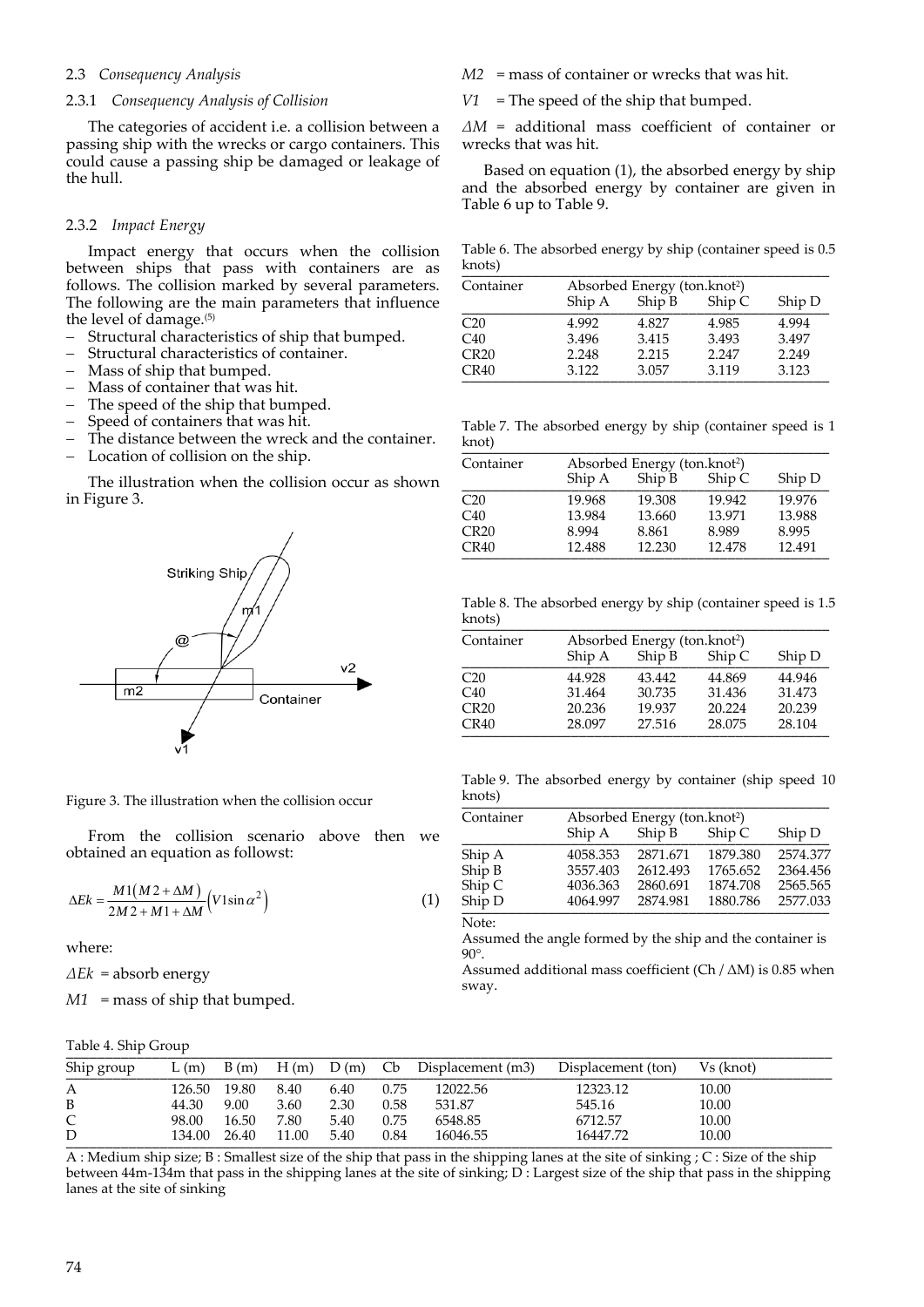### 2.3 *Consequency Analysis*

#### 2.3.1 *Consequency Analysis of Collision*

The categories of accident i.e. a collision between a passing ship with the wrecks or cargo containers. This could cause a passing ship be damaged or leakage of the hull.

#### 2.3.2 *Impact Energy*

Impact energy that occurs when the collision between ships that pass with containers are as follows. The collision marked by several parameters. The following are the main parameters that influence the level of damage.(5)

- Structural characteristics of ship that bumped.
- Structural characteristics of container.
- Mass of ship that bumped.
- Mass of container that was hit.
- The speed of the ship that bumped.
- Speed of containers that was hit.
- The distance between the wreck and the container.
- Location of collision on the ship.

The illustration when the collision occur as shown in Figure 3.

Figure 3. The illustration when the collision occur

From the collision scenario above then we obtained an equation as followst:

$$\Delta Ek = \frac{M1\left(M2+\Delta M\right)}{2M2+M1+\Delta M}\left(V1\sin\alpha^{2}\right) \tag{1}$$

where:

$\Delta Ek$ = absorb energy

$M1$ = mass of ship that bumped.

$M2$ = mass of container or wrecks that was hit.

$V1$ = The speed of the ship that bumped.

$\Delta M$ = additional mass coefficient of container or wrecks that was hit.

Based on equation (1), the absorbed energy by ship and the absorbed energy by container are given in Table 6 up to Table 9.

Table 6. The absorbed energy by ship (container speed is 0.5 knots)

| Container | Absorbed Energy (ton.knot²) | | | |
|---|---|---|---|---|
| | Ship A | Ship B | Ship C | Ship D |
| C20 | 4.992 | 4.827 | 4.985 | 4.994 |
| C40 | 3.496 | 3.415 | 3.493 | 3.497 |
| CR20 | 2.248 | 2.215 | 2.247 | 2.249 |
| CR40 | 3.122 | 3.057 | 3.119 | 3.123 |

Table 7. The absorbed energy by ship (container speed is 1 knot)

| Container | Absorbed Energy (ton.knot²) | | | |
|---|---|---|---|---|
| | Ship A | Ship B | Ship C | Ship D |
| C20 | 19.968 | 19.308 | 19.942 | 19.976 |
| C40 | 13.984 | 13.660 | 13.971 | 13.988 |
| CR20 | 8.994 | 8.861 | 8.989 | 8.995 |
| CR40 | 12.488 | 12.230 | 12.478 | 12.491 |

Table 8. The absorbed energy by ship (container speed is 1.5 knots)

| Container | Absorbed Energy (ton.knot²) | | | |
|---|---|---|---|---|
| | Ship A | Ship B | Ship C | Ship D |
| C20 | 44.928 | 43.442 | 44.869 | 44.946 |
| C40 | 31.464 | 30.735 | 31.436 | 31.473 |
| CR20 | 20.236 | 19.937 | 20.224 | 20.239 |
| CR40 | 28.097 | 27.516 | 28.075 | 28.104 |

Table 9. The absorbed energy by container (ship speed 10 knots)

| Container | Absorbed Energy (ton.knot²) | | | |
|---|---|---|---|---|
| | Ship A | Ship B | Ship C | Ship D |
| Ship A | 4058.353 | 2871.671 | 1879.380 | 2574.377 |
| Ship B | 3557.403 | 2612.493 | 1765.652 | 2364.456 |
| Ship C | 4036.363 | 2860.691 | 1874.708 | 2565.565 |
| Ship D | 4064.997 | 2874.981 | 1880.786 | 2577.033 |

Note:
Assumed the angle formed by the ship and the container is 90°.
Assumed additional mass coefficient (Ch / ΔM) is 0.85 when sway.

Table 4. Ship Group

| Ship group | L (m) | B (m) | H (m) | D (m) | Cb | Displacement (m3) | Displacement (ton) | Vs (knot) |
|---|---|---|---|---|---|---|---|---|
| A | 126.50 | 19.80 | 8.40 | 6.40 | 0.75 | 12022.56 | 12323.12 | 10.00 |
| B | 44.30 | 9.00 | 3.60 | 2.30 | 0.58 | 531.87 | 545.16 | 10.00 |
| C | 98.00 | 16.50 | 7.80 | 5.40 | 0.75 | 6548.85 | 6712.57 | 10.00 |
| D | 134.00 | 26.40 | 11.00 | 5.40 | 0.84 | 16046.55 | 16447.72 | 10.00 |

A : Medium ship size; B : Smallest size of the ship that pass in the shipping lanes at the site of sinking ; C : Size of the ship between 44m-134m that pass in the shipping lanes at the site of sinking; D : Largest size of the ship that pass in the shipping lanes at the site of sinking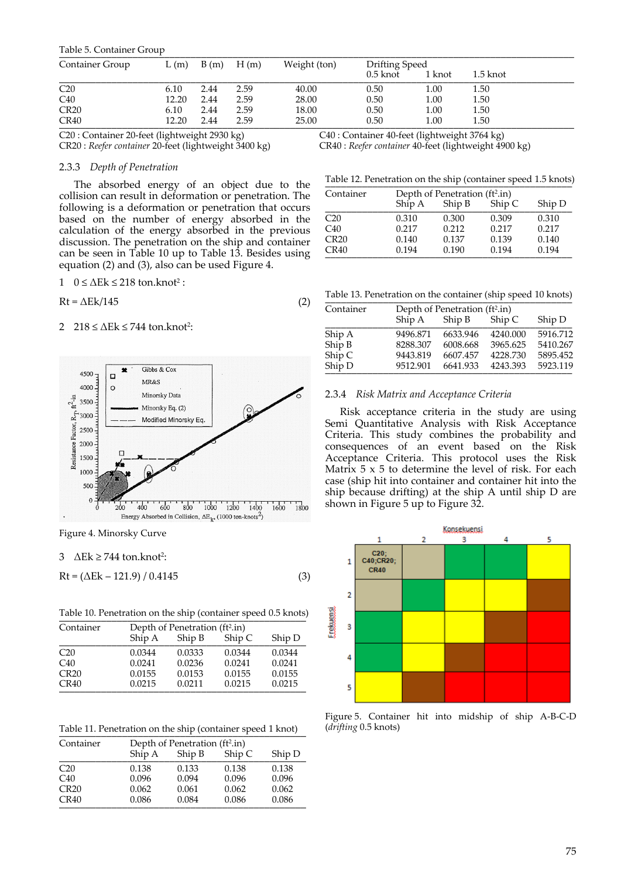Table 5. Container Group

| Container Group | L (m) | B (m) | H (m) | Weight (ton) | Drifting Speed | | |
|---|---|---|---|---|---|---|---|
| | | | | | 0.5 knot | 1 knot | 1.5 knot |
| C20 | 6.10 | 2.44 | 2.59 | 40.00 | 0.50 | 1.00 | 1.50 |
| C40 | 12.20 | 2.44 | 2.59 | 28.00 | 0.50 | 1.00 | 1.50 |
| CR20 | 6.10 | 2.44 | 2.59 | 18.00 | 0.50 | 1.00 | 1.50 |
| CR40 | 12.20 | 2.44 | 2.59 | 25.00 | 0.50 | 1.00 | 1.50 |

C20 : Container 20-feet (lightweight 2930 kg)
C40 : Container 40-feet (lightweight 3764 kg)
CR20 : *Reefer container* 20-feet (lightweight 3400 kg)
CR40 : *Reefer container* 40-feet (lightweight 4900 kg)

### 2.3.3 *Depth of Penetration*

The absorbed energy of an object due to the collision can result in deformation or penetration. The following is a deformation or penetration that occurs based on the number of energy absorbed in the calculation of the energy absorbed in the previous discussion. The penetration on the ship and container can be seen in Table 10 up to Table 13. Besides using equation (2) and (3), also can be used Figure 4.

1. $0 \leq \Delta Ek \leq 218$ ton.knot$^2$ :

$$Rt = \Delta Ek/145 \quad (2)$$

2. $218 \leq \Delta Ek \leq 744$ ton.knot$^2$:

Figure 4. Minorsky Curve

3. $\Delta Ek \geq 744$ ton.knot$^2$:

$$Rt = (\Delta Ek - 121.9) / 0.4145 \quad (3)$$

Table 10. Penetration on the ship (container speed 0.5 knots)

| Container | Depth of Penetration (ft$^2$.in) | | | |
|---|---|---|---|---|
| | Ship A | Ship B | Ship C | Ship D |
| C20 | 0.0344 | 0.0333 | 0.0344 | 0.0344 |
| C40 | 0.0241 | 0.0236 | 0.0241 | 0.0241 |
| CR20 | 0.0155 | 0.0153 | 0.0155 | 0.0155 |
| CR40 | 0.0215 | 0.0211 | 0.0215 | 0.0215 |

Table 11. Penetration on the ship (container speed 1 knot)

| Container | Depth of Penetration (ft$^2$.in) | | | |
|---|---|---|---|---|
| | Ship A | Ship B | Ship C | Ship D |
| C20 | 0.138 | 0.133 | 0.138 | 0.138 |
| C40 | 0.096 | 0.094 | 0.096 | 0.096 |
| CR20 | 0.062 | 0.061 | 0.062 | 0.062 |
| CR40 | 0.086 | 0.084 | 0.086 | 0.086 |

Table 12. Penetration on the ship (container speed 1.5 knots)

| Container | Depth of Penetration (ft$^2$.in) | | | |
|---|---|---|---|---|
| | Ship A | Ship B | Ship C | Ship D |
| C20 | 0.310 | 0.300 | 0.309 | 0.310 |
| C40 | 0.217 | 0.212 | 0.217 | 0.217 |
| CR20 | 0.140 | 0.137 | 0.139 | 0.140 |
| CR40 | 0.194 | 0.190 | 0.194 | 0.194 |

Table 13. Penetration on the container (ship speed 10 knots)

| Container | Depth of Penetration (ft$^2$.in) | | | |
|---|---|---|---|---|
| | Ship A | Ship B | Ship C | Ship D |
| Ship A | 9496.871 | 6633.946 | 4240.000 | 5916.712 |
| Ship B | 8288.307 | 6008.668 | 3965.625 | 5410.267 |
| Ship C | 9443.819 | 6607.457 | 4228.730 | 5895.452 |
| Ship D | 9512.901 | 6641.933 | 4243.393 | 5923.119 |

### 2.3.4 *Risk Matrix and Acceptance Criteria*

Risk acceptance criteria in the study are using Semi Quantitative Analysis with Risk Acceptance Criteria. This study combines the probability and consequences of an event based on the Risk Acceptance Criteria. This protocol uses the Risk Matrix 5 x 5 to determine the level of risk. For each case (ship hit into container and container hit into the ship because drifting) at the ship A until ship D are shown in Figure 5 up to Figure 32.

Figure 5. Container hit into midship of ship A-B-C-D (*drifting* 0.5 knots)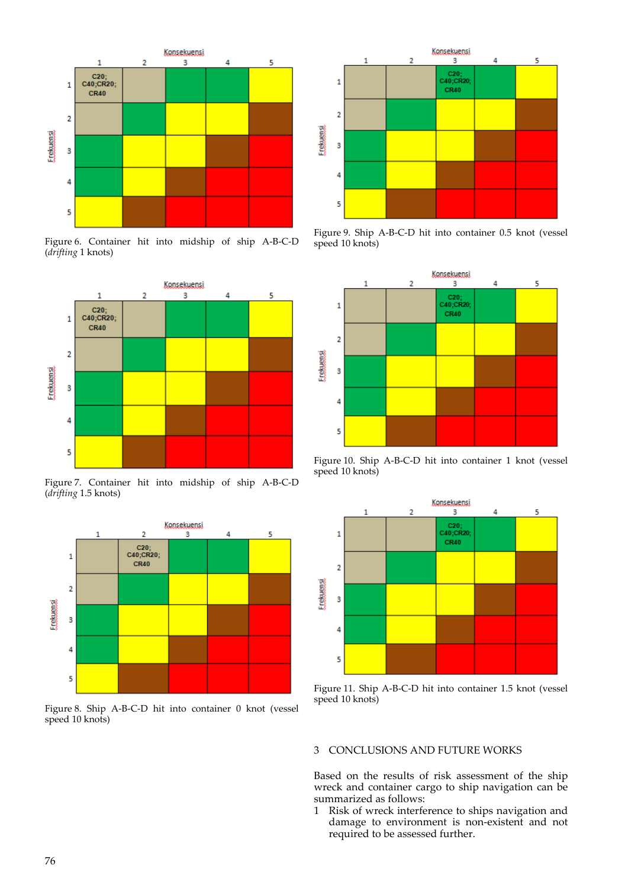| | Konsekuensi 1 | 2 | 3 | 4 | 5 |
|---|---|---|---|---|---|
| **Frekuensi 1** | C20; C40;CR20; CR40 | | | | |
| **2** | | | | | |
| **3** | | | | | |
| **4** | | | | | |
| **5** | | | | | |

Figure 6. Container hit into midship of ship A-B-C-D (*drifting* 1 knots)

| | Konsekuensi 1 | 2 | 3 | 4 | 5 |
|---|---|---|---|---|---|
| **Frekuensi 1** | C20; C40;CR20; CR40 | | | | |
| **2** | | | | | |
| **3** | | | | | |
| **4** | | | | | |
| **5** | | | | | |

Figure 7. Container hit into midship of ship A-B-C-D (*drifting* 1.5 knots)

| | Konsekuensi 1 | 2 | 3 | 4 | 5 |
|---|---|---|---|---|---|
| **Frekuensi 1** | | C20; C40;CR20; CR40 | | | |
| **2** | | | | | |
| **3** | | | | | |
| **4** | | | | | |
| **5** | | | | | |

Figure 8. Ship A-B-C-D hit into container 0 knot (vessel speed 10 knots)

| | Konsekuensi 1 | 2 | 3 | 4 | 5 |
|---|---|---|---|---|---|
| **Frekuensi 1** | | | C20; C40;CR20; CR40 | | |
| **2** | | | | | |
| **3** | | | | | |
| **4** | | | | | |
| **5** | | | | | |

Figure 9. Ship A-B-C-D hit into container 0.5 knot (vessel speed 10 knots)

| | Konsekuensi 1 | 2 | 3 | 4 | 5 |
|---|---|---|---|---|---|
| **Frekuensi 1** | | | C20; C40;CR20; CR40 | | |
| **2** | | | | | |
| **3** | | | | | |
| **4** | | | | | |
| **5** | | | | | |

Figure 10. Ship A-B-C-D hit into container 1 knot (vessel speed 10 knots)

| | Konsekuensi 1 | 2 | 3 | 4 | 5 |
|---|---|---|---|---|---|
| **Frekuensi 1** | | | C20; C40;CR20; CR40 | | |
| **2** | | | | | |
| **3** | | | | | |
| **4** | | | | | |
| **5** | | | | | |

Figure 11. Ship A-B-C-D hit into container 1.5 knot (vessel speed 10 knots)

## 3 CONCLUSIONS AND FUTURE WORKS

Based on the results of risk assessment of the ship wreck and container cargo to ship navigation can be summarized as follows:

1. Risk of wreck interference to ships navigation and damage to environment is non-existent and not required to be assessed further.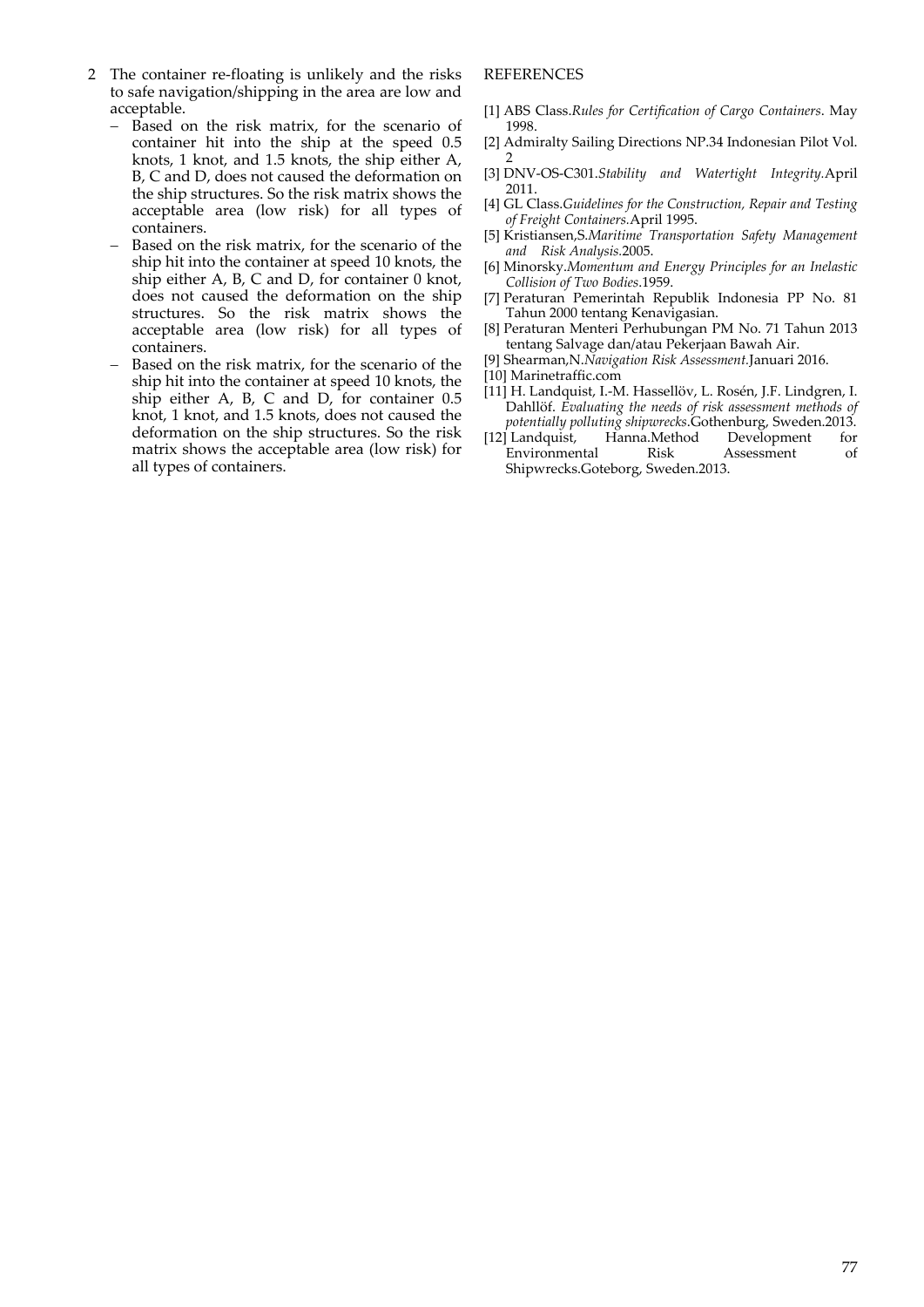2. The container re-floating is unlikely and the risks to safe navigation/shipping in the area are low and acceptable.
   - Based on the risk matrix, for the scenario of container hit into the ship at the speed 0.5 knots, 1 knot, and 1.5 knots, the ship either A, B, C and D, does not caused the deformation on the ship structures. So the risk matrix shows the acceptable area (low risk) for all types of containers.
   - Based on the risk matrix, for the scenario of the ship hit into the container at speed 10 knots, the ship either A, B, C and D, for container 0 knot, does not caused the deformation on the ship structures. So the risk matrix shows the acceptable area (low risk) for all types of containers.
   - Based on the risk matrix, for the scenario of the ship hit into the container at speed 10 knots, the ship either A, B, C and D, for container 0.5 knot, 1 knot, and 1.5 knots, does not caused the deformation on the ship structures. So the risk matrix shows the acceptable area (low risk) for all types of containers.

## REFERENCES

[1] ABS Class.*Rules for Certification of Cargo Containers*. May 1998.

[2] Admiralty Sailing Directions NP.34 Indonesian Pilot Vol. 2

[3] DNV-OS-C301.*Stability and Watertight Integrity.*April 2011.

[4] GL Class.*Guidelines for the Construction, Repair and Testing of Freight Containers*.April 1995.

[5] Kristiansen,S.*Maritime Transportation Safety Management and Risk Analysis*.2005.

[6] Minorsky.*Momentum and Energy Principles for an Inelastic Collision of Two Bodies*.1959.

[7] Peraturan Pemerintah Republik Indonesia PP No. 81 Tahun 2000 tentang Kenavigasian.

[8] Peraturan Menteri Perhubungan PM No. 71 Tahun 2013 tentang Salvage dan/atau Pekerjaan Bawah Air.

[9] Shearman,N.*Navigation Risk Assessment.*Januari 2016.

[10] Marinetraffic.com

[11] H. Landquist, I.-M. Hassellöv, L. Rosén, J.F. Lindgren, I. Dahllöf. *Evaluating the needs of risk assessment methods of potentially polluting shipwrecks*.Gothenburg, Sweden.2013.

[12] Landquist, Hanna.Method Development for Environmental Risk Assessment of Shipwrecks.Goteborg, Sweden.2013.